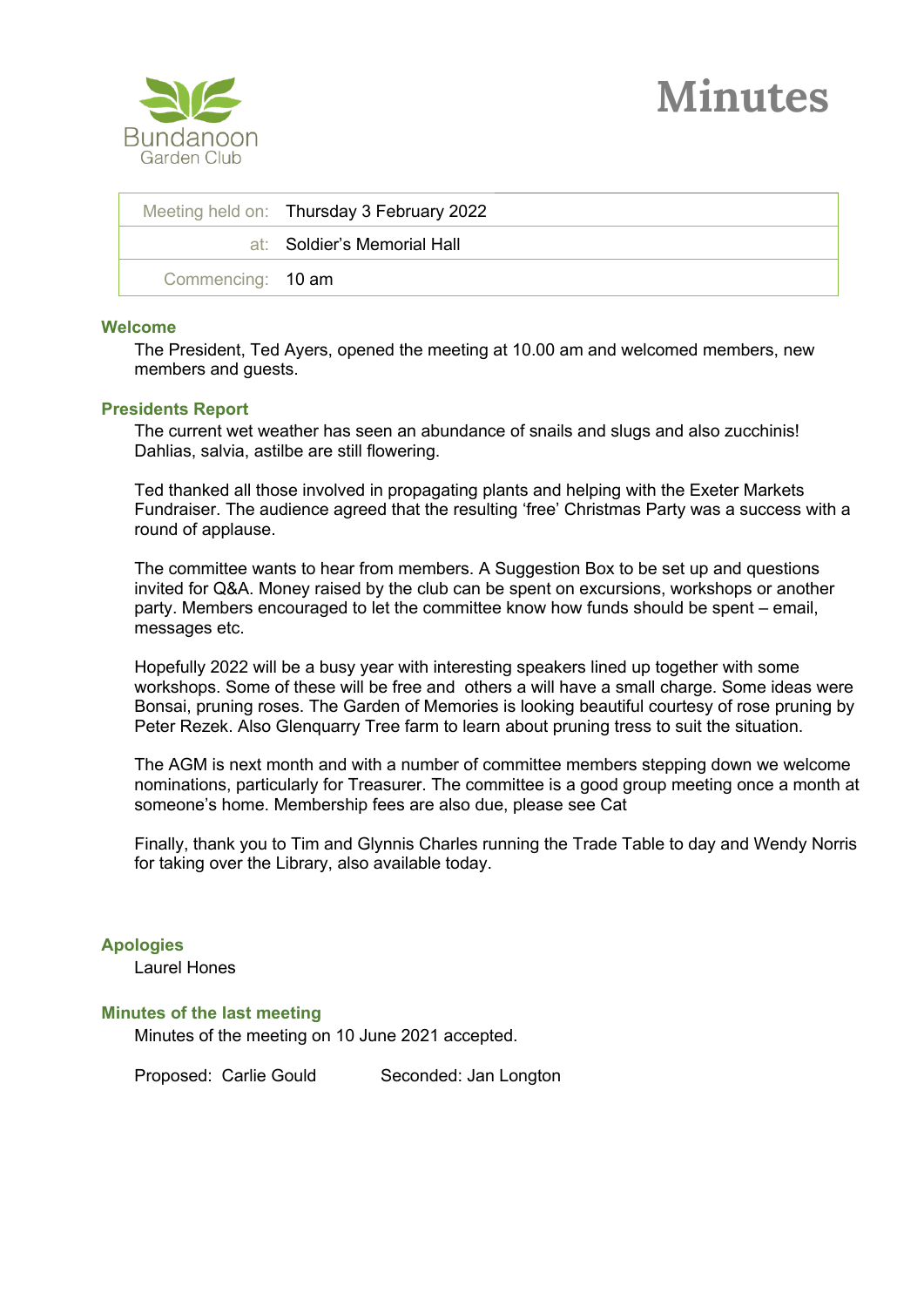Bundanoon Garden Club

# Minutes

| | |
|---|---|
| Meeting held on: | Thursday 3 February 2022 |
| at: | Soldier's Memorial Hall |
| Commencing: | 10 am |

## Welcome

The President, Ted Ayers, opened the meeting at 10.00 am and welcomed members, new members and guests.

## Presidents Report

The current wet weather has seen an abundance of snails and slugs and also zucchinis! Dahlias, salvia, astilbe are still flowering.

Ted thanked all those involved in propagating plants and helping with the Exeter Markets Fundraiser. The audience agreed that the resulting 'free' Christmas Party was a success with a round of applause.

The committee wants to hear from members. A Suggestion Box to be set up and questions invited for Q&A. Money raised by the club can be spent on excursions, workshops or another party. Members encouraged to let the committee know how funds should be spent – email, messages etc.

Hopefully 2022 will be a busy year with interesting speakers lined up together with some workshops. Some of these will be free and others a will have a small charge. Some ideas were Bonsai, pruning roses. The Garden of Memories is looking beautiful courtesy of rose pruning by Peter Rezek. Also Glenquarry Tree farm to learn about pruning tress to suit the situation.

The AGM is next month and with a number of committee members stepping down we welcome nominations, particularly for Treasurer. The committee is a good group meeting once a month at someone's home. Membership fees are also due, please see Cat

Finally, thank you to Tim and Glynnis Charles running the Trade Table to day and Wendy Norris for taking over the Library, also available today.

## Apologies

Laurel Hones

## Minutes of the last meeting

Minutes of the meeting on 10 June 2021 accepted.

Proposed: Carlie Gould Seconded: Jan Longton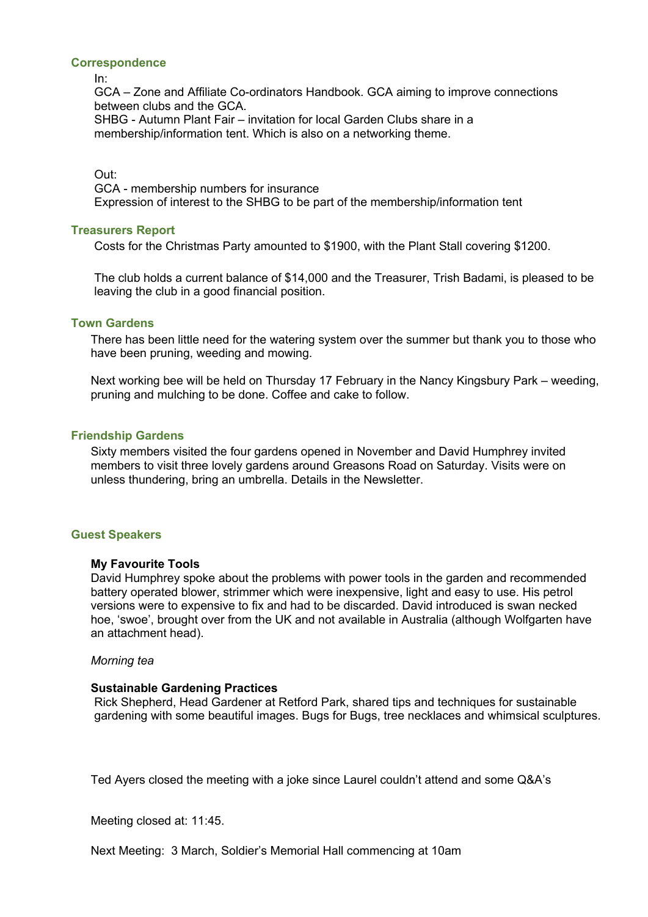## Correspondence

In:
GCA – Zone and Affiliate Co-ordinators Handbook. GCA aiming to improve connections between clubs and the GCA.
SHBG - Autumn Plant Fair – invitation for local Garden Clubs share in a membership/information tent. Which is also on a networking theme.

Out:
GCA - membership numbers for insurance
Expression of interest to the SHBG to be part of the membership/information tent

## Treasurers Report

Costs for the Christmas Party amounted to $1900, with the Plant Stall covering $1200.

The club holds a current balance of $14,000 and the Treasurer, Trish Badami, is pleased to be leaving the club in a good financial position.

## Town Gardens

There has been little need for the watering system over the summer but thank you to those who have been pruning, weeding and mowing.

Next working bee will be held on Thursday 17 February in the Nancy Kingsbury Park – weeding, pruning and mulching to be done. Coffee and cake to follow.

## Friendship Gardens

Sixty members visited the four gardens opened in November and David Humphrey invited members to visit three lovely gardens around Greasons Road on Saturday. Visits were on unless thundering, bring an umbrella. Details in the Newsletter.

## Guest Speakers

**My Favourite Tools**
David Humphrey spoke about the problems with power tools in the garden and recommended battery operated blower, strimmer which were inexpensive, light and easy to use. His petrol versions were to expensive to fix and had to be discarded. David introduced is swan necked hoe, 'swoe', brought over from the UK and not available in Australia (although Wolfgarten have an attachment head).

*Morning tea*

**Sustainable Gardening Practices**
Rick Shepherd, Head Gardener at Retford Park, shared tips and techniques for sustainable gardening with some beautiful images. Bugs for Bugs, tree necklaces and whimsical sculptures.

Ted Ayers closed the meeting with a joke since Laurel couldn't attend and some Q&A's

Meeting closed at: 11:45.

Next Meeting: 3 March, Soldier's Memorial Hall commencing at 10am